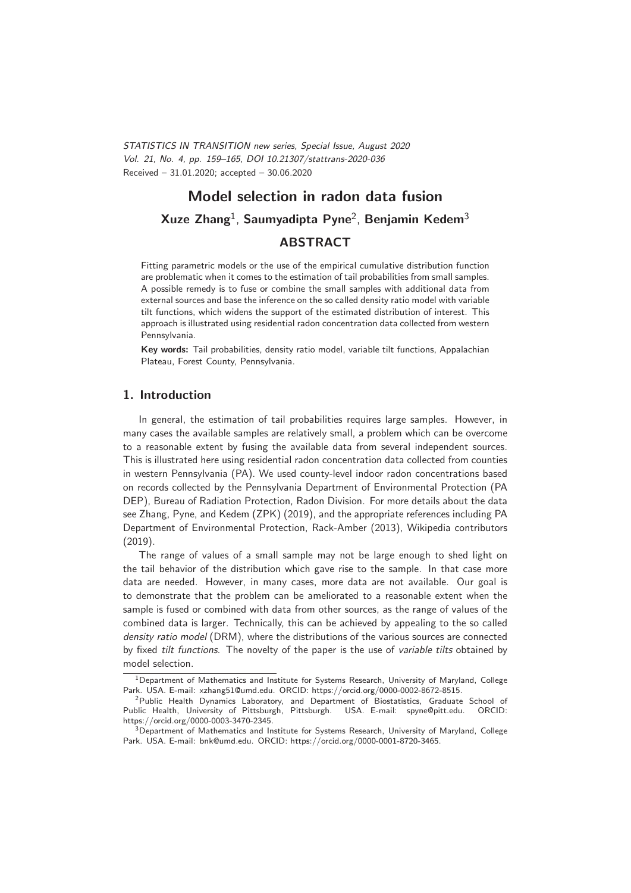STATISTICS IN TRANSITION *new series, Special Issue, August 2020*
*Vol. 21, No. 4, pp. 159–165, DOI 10.21307/stattrans-2020-036*
Received – 31.01.2020; accepted – 30.06.2020

# Model selection in radon data fusion

**Xuze Zhang[1], Saumyadipta Pyne[2], Benjamin Kedem[3]**

## ABSTRACT

Fitting parametric models or the use of the empirical cumulative distribution function are problematic when it comes to the estimation of tail probabilities from small samples. A possible remedy is to fuse or combine the small samples with additional data from external sources and base the inference on the so called density ratio model with variable tilt functions, which widens the support of the estimated distribution of interest. This approach is illustrated using residential radon concentration data collected from western Pennsylvania.

**Key words:** Tail probabilities, density ratio model, variable tilt functions, Appalachian Plateau, Forest County, Pennsylvania.

## 1. Introduction

In general, the estimation of tail probabilities requires large samples. However, in many cases the available samples are relatively small, a problem which can be overcome to a reasonable extent by fusing the available data from several independent sources. This is illustrated here using residential radon concentration data collected from counties in western Pennsylvania (PA). We used county-level indoor radon concentrations based on records collected by the Pennsylvania Department of Environmental Protection (PA DEP), Bureau of Radiation Protection, Radon Division. For more details about the data see Zhang, Pyne, and Kedem (ZPK) (2019), and the appropriate references including PA Department of Environmental Protection, Rack-Amber (2013), Wikipedia contributors (2019).

The range of values of a small sample may not be large enough to shed light on the tail behavior of the distribution which gave rise to the sample. In that case more data are needed. However, in many cases, more data are not available. Our goal is to demonstrate that the problem can be ameliorated to a reasonable extent when the sample is fused or combined with data from other sources, as the range of values of the combined data is larger. Technically, this can be achieved by appealing to the so called *density ratio model* (DRM), where the distributions of the various sources are connected by fixed *tilt functions*. The novelty of the paper is the use of *variable tilts* obtained by model selection.

[1] Department of Mathematics and Institute for Systems Research, University of Maryland, College Park. USA. E-mail: xzhang51@umd.edu. ORCID: https://orcid.org/0000-0002-8672-8515.

[2] Public Health Dynamics Laboratory, and Department of Biostatistics, Graduate School of Public Health, University of Pittsburgh, Pittsburgh. USA. E-mail: spyne@pitt.edu. ORCID: https://orcid.org/0000-0003-3470-2345.

[3] Department of Mathematics and Institute for Systems Research, University of Maryland, College Park. USA. E-mail: bnk@umd.edu. ORCID: https://orcid.org/0000-0001-8720-3465.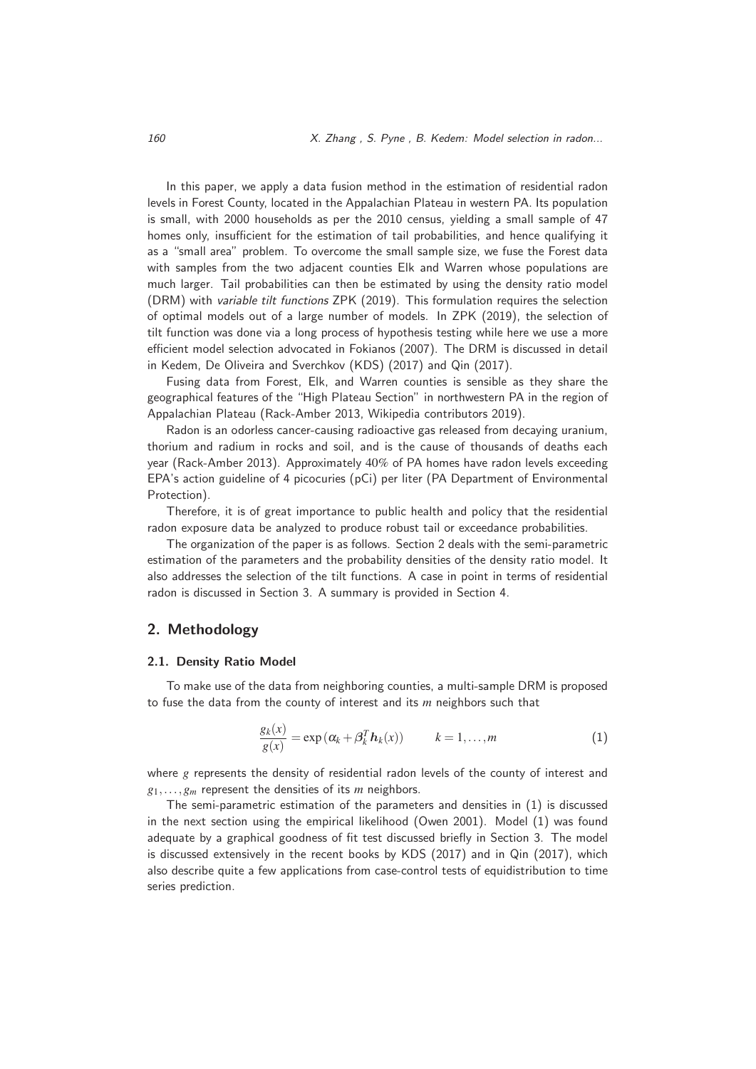In this paper, we apply a data fusion method in the estimation of residential radon levels in Forest County, located in the Appalachian Plateau in western PA. Its population is small, with 2000 households as per the 2010 census, yielding a small sample of 47 homes only, insufficient for the estimation of tail probabilities, and hence qualifying it as a "small area" problem. To overcome the small sample size, we fuse the Forest data with samples from the two adjacent counties Elk and Warren whose populations are much larger. Tail probabilities can then be estimated by using the density ratio model (DRM) with *variable tilt functions* ZPK (2019). This formulation requires the selection of optimal models out of a large number of models. In ZPK (2019), the selection of tilt function was done via a long process of hypothesis testing while here we use a more efficient model selection advocated in Fokianos (2007). The DRM is discussed in detail in Kedem, De Oliveira and Sverchkov (KDS) (2017) and Qin (2017).

Fusing data from Forest, Elk, and Warren counties is sensible as they share the geographical features of the "High Plateau Section" in northwestern PA in the region of Appalachian Plateau (Rack-Amber 2013, Wikipedia contributors 2019).

Radon is an odorless cancer-causing radioactive gas released from decaying uranium, thorium and radium in rocks and soil, and is the cause of thousands of deaths each year (Rack-Amber 2013). Approximately 40% of PA homes have radon levels exceeding EPA's action guideline of 4 picocuries (pCi) per liter (PA Department of Environmental Protection).

Therefore, it is of great importance to public health and policy that the residential radon exposure data be analyzed to produce robust tail or exceedance probabilities.

The organization of the paper is as follows. Section 2 deals with the semi-parametric estimation of the parameters and the probability densities of the density ratio model. It also addresses the selection of the tilt functions. A case in point in terms of residential radon is discussed in Section 3. A summary is provided in Section 4.

## 2. Methodology

### 2.1. Density Ratio Model

To make use of the data from neighboring counties, a multi-sample DRM is proposed to fuse the data from the county of interest and its $m$ neighbors such that

$$\frac{g_k(x)}{g(x)} = \exp\left(\alpha_k + \beta_k^T \boldsymbol{h}_k(x)\right) \qquad k = 1, \ldots, m \tag{1}$$

where $g$ represents the density of residential radon levels of the county of interest and $g_1, \ldots, g_m$ represent the densities of its $m$ neighbors.

The semi-parametric estimation of the parameters and densities in (1) is discussed in the next section using the empirical likelihood (Owen 2001). Model (1) was found adequate by a graphical goodness of fit test discussed briefly in Section 3. The model is discussed extensively in the recent books by KDS (2017) and in Qin (2017), which also describe quite a few applications from case-control tests of equidistribution to time series prediction.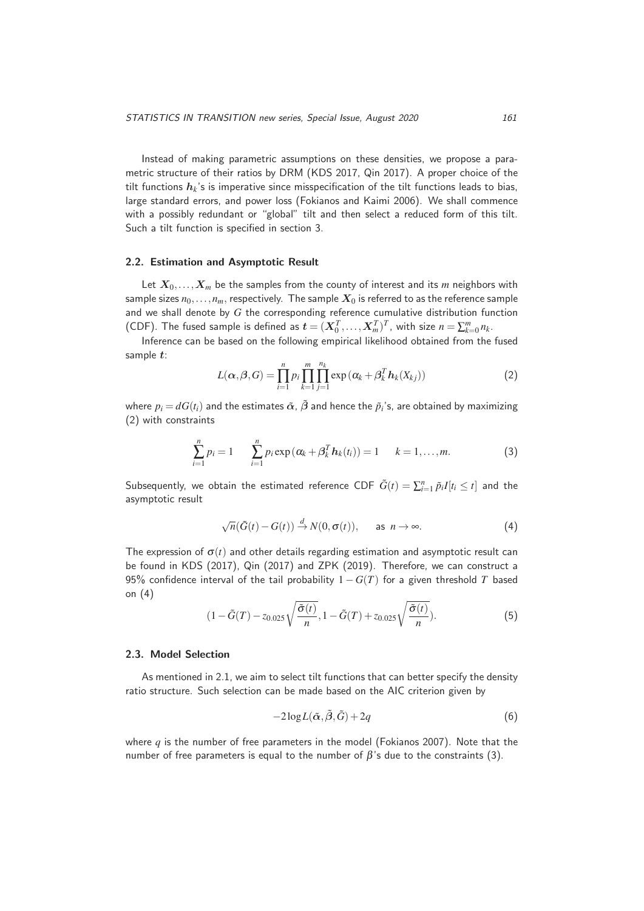Instead of making parametric assumptions on these densities, we propose a parametric structure of their ratios by DRM (KDS 2017, Qin 2017). A proper choice of the tilt functions $\boldsymbol{h}_k$'s is imperative since misspecification of the tilt functions leads to bias, large standard errors, and power loss (Fokianos and Kaimi 2006). We shall commence with a possibly redundant or "global" tilt and then select a reduced form of this tilt. Such a tilt function is specified in section 3.

### 2.2. Estimation and Asymptotic Result

Let $\boldsymbol{X}_0, \ldots, \boldsymbol{X}_m$ be the samples from the county of interest and its $m$ neighbors with sample sizes $n_0, \ldots, n_m$, respectively. The sample $\boldsymbol{X}_0$ is referred to as the reference sample and we shall denote by $G$ the corresponding reference cumulative distribution function (CDF). The fused sample is defined as $\boldsymbol{t} = (\boldsymbol{X}_0^T, \ldots, \boldsymbol{X}_m^T)^T$, with size $n = \sum_{k=0}^{m} n_k$.

Inference can be based on the following empirical likelihood obtained from the fused sample $\boldsymbol{t}$:

$$L(\boldsymbol{\alpha}, \boldsymbol{\beta}, G) = \prod_{i=1}^{n} p_i \prod_{k=1}^{m} \prod_{j=1}^{n_k} \exp\left(\alpha_k + \boldsymbol{\beta}_k^T \boldsymbol{h}_k(X_{kj})\right) \tag{2}$$

where $p_i = dG(t_i)$ and the estimates $\tilde{\alpha}$, $\tilde{\boldsymbol{\beta}}$ and hence the $\tilde{p}_i$'s, are obtained by maximizing (2) with constraints

$$\sum_{i=1}^{n} p_i = 1 \qquad \sum_{i=1}^{n} p_i \exp\left(\alpha_k + \boldsymbol{\beta}_k^T \boldsymbol{h}_k(t_i)\right) = 1 \qquad k = 1, \ldots, m. \tag{3}$$

Subsequently, we obtain the estimated reference CDF $\tilde{G}(t) = \sum_{i=1}^{n} \tilde{p}_i I[t_i \leq t]$ and the asymptotic result

$$\sqrt{n}(\tilde{G}(t) - G(t)) \xrightarrow{d} N(0, \sigma(t)), \qquad \text{as } n \to \infty. \tag{4}$$

The expression of $\sigma(t)$ and other details regarding estimation and asymptotic result can be found in KDS (2017), Qin (2017) and ZPK (2019). Therefore, we can construct a 95% confidence interval of the tail probability $1 - G(T)$ for a given threshold $T$ based on (4)

$$\left(1 - \tilde{G}(T) - z_{0.025}\sqrt{\frac{\tilde{\sigma}(t)}{n}}, 1 - \tilde{G}(T) + z_{0.025}\sqrt{\frac{\tilde{\sigma}(t)}{n}}\right). \tag{5}$$

### 2.3. Model Selection

As mentioned in 2.1, we aim to select tilt functions that can better specify the density ratio structure. Such selection can be made based on the AIC criterion given by

$$-2\log L(\tilde{\alpha}, \tilde{\beta}, \tilde{G}) + 2q \tag{6}$$

where $q$ is the number of free parameters in the model (Fokianos 2007). Note that the number of free parameters is equal to the number of $\beta$'s due to the constraints (3).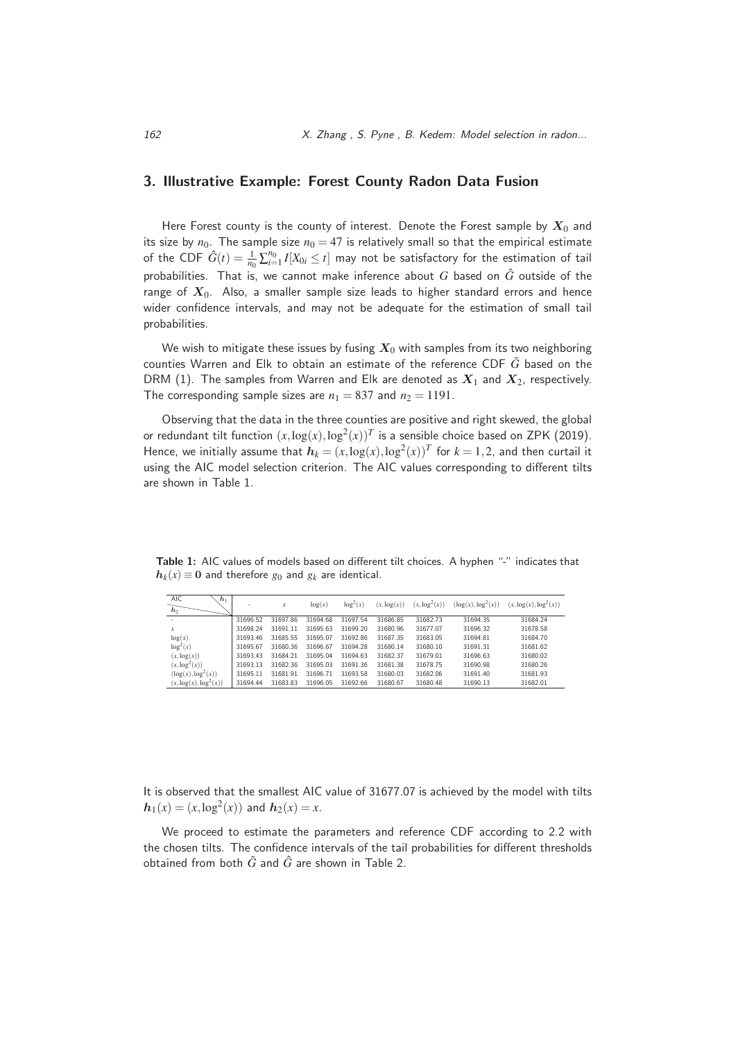## 3. Illustrative Example: Forest County Radon Data Fusion

Here Forest county is the county of interest. Denote the Forest sample by $\boldsymbol{X}_0$ and its size by $n_0$. The sample size $n_0 = 47$ is relatively small so that the empirical estimate of the CDF $\hat{G}(t) = \frac{1}{n_0}\sum_{i=1}^{n_0} I[X_{0i} \leq t]$ may not be satisfactory for the estimation of tail probabilities. That is, we cannot make inference about $G$ based on $\hat{G}$ outside of the range of $\boldsymbol{X}_0$. Also, a smaller sample size leads to higher standard errors and hence wider confidence intervals, and may not be adequate for the estimation of small tail probabilities.

We wish to mitigate these issues by fusing $\boldsymbol{X}_0$ with samples from its two neighboring counties Warren and Elk to obtain an estimate of the reference CDF $\tilde{G}$ based on the DRM (1). The samples from Warren and Elk are denoted as $\boldsymbol{X}_1$ and $\boldsymbol{X}_2$, respectively. The corresponding sample sizes are $n_1 = 837$ and $n_2 = 1191$.

Observing that the data in the three counties are positive and right skewed, the global or redundant tilt function $(x, \log(x), \log^2(x))^T$ is a sensible choice based on ZPK (2019). Hence, we initially assume that $\boldsymbol{h}_k = (x, \log(x), \log^2(x))^T$ for $k = 1, 2$, and then curtail it using the AIC model selection criterion. The AIC values corresponding to different tilts are shown in Table 1.

**Table 1:** AIC values of models based on different tilt choices. A hyphen "-" indicates that $\boldsymbol{h}_k(x) \equiv \boldsymbol{0}$ and therefore $g_0$ and $g_k$ are identical.

| AIC ($\boldsymbol{h}_2$ \ $\boldsymbol{h}_1$) | - | $x$ | $\log(x)$ | $\log^2(x)$ | $(x, \log(x))$ | $(x, \log^2(x))$ | $(\log(x), \log^2(x))$ | $(x, \log(x), \log^2(x))$ |
|---|---|---|---|---|---|---|---|---|
| - | 31696.52 | 31697.86 | 31694.68 | 31697.54 | 31686.85 | 31682.73 | 31694.35 | 31684.24 |
| $x$ | 31698.24 | 31691.11 | 31695.63 | 31699.20 | 31680.96 | 31677.07 | 31696.32 | 31678.58 |
| $\log(x)$ | 31693.46 | 31685.55 | 31695.07 | 31692.86 | 31687.35 | 31683.05 | 31694.81 | 31684.70 |
| $\log^2(x)$ | 31695.67 | 31680.36 | 31696.67 | 31694.28 | 31680.14 | 31680.10 | 31691.31 | 31681.62 |
| $(x, \log(x))$ | 31693.43 | 31684.21 | 31695.04 | 31694.63 | 31682.37 | 31679.01 | 31696.63 | 31680.02 |
| $(x, \log^2(x))$ | 31693.13 | 31682.36 | 31695.03 | 31691.36 | 31681.38 | 31678.75 | 31690.98 | 31680.26 |
| $(\log(x), \log^2(x))$ | 31695.11 | 31681.91 | 31696.71 | 31693.58 | 31680.03 | 31682.06 | 31691.40 | 31681.93 |
| $(x, \log(x), \log^2(x))$ | 31694.44 | 31683.83 | 31696.05 | 31692.66 | 31680.67 | 31680.48 | 31690.13 | 31682.01 |

It is observed that the smallest AIC value of 31677.07 is achieved by the model with tilts $\boldsymbol{h}_1(x) = (x, \log^2(x))$ and $\boldsymbol{h}_2(x) = x$.

We proceed to estimate the parameters and reference CDF according to 2.2 with the chosen tilts. The confidence intervals of the tail probabilities for different thresholds obtained from both $\tilde{G}$ and $\hat{G}$ are shown in Table 2.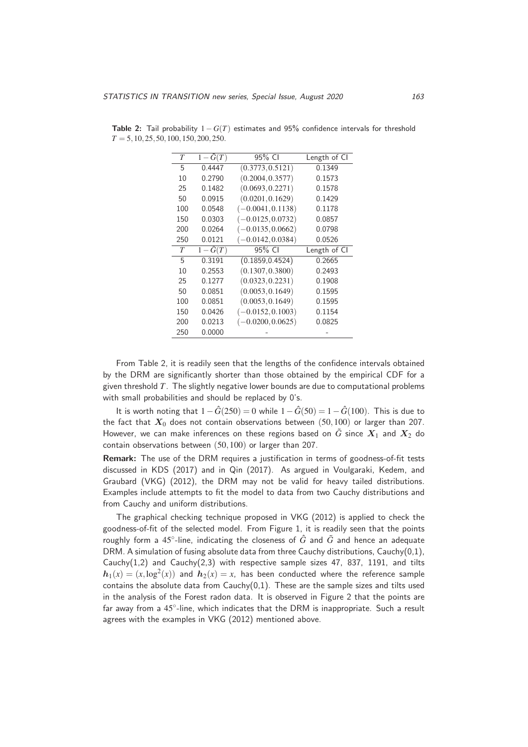**Table 2:** Tail probability $1-G(T)$ estimates and 95% confidence intervals for threshold $T = 5, 10, 25, 50, 100, 150, 200, 250$.

| $T$ | $1-\tilde{G}(T)$ | 95% CI | Length of CI |
|---|---|---|---|
| 5 | 0.4447 | $(0.3773, 0.5121)$ | 0.1349 |
| 10 | 0.2790 | $(0.2004, 0.3577)$ | 0.1573 |
| 25 | 0.1482 | $(0.0693, 0.2271)$ | 0.1578 |
| 50 | 0.0915 | $(0.0201, 0.1629)$ | 0.1429 |
| 100 | 0.0548 | $(-0.0041, 0.1138)$ | 0.1178 |
| 150 | 0.0303 | $(-0.0125, 0.0732)$ | 0.0857 |
| 200 | 0.0264 | $(-0.0135, 0.0662)$ | 0.0798 |
| 250 | 0.0121 | $(-0.0142, 0.0384)$ | 0.0526 |
| $T$ | $1-\hat{G}(T)$ | 95% CI | Length of CI |
| 5 | 0.3191 | $(0.1859, 0.4524)$ | 0.2665 |
| 10 | 0.2553 | $(0.1307, 0.3800)$ | 0.2493 |
| 25 | 0.1277 | $(0.0323, 0.2231)$ | 0.1908 |
| 50 | 0.0851 | $(0.0053, 0.1649)$ | 0.1595 |
| 100 | 0.0851 | $(0.0053, 0.1649)$ | 0.1595 |
| 150 | 0.0426 | $(-0.0152, 0.1003)$ | 0.1154 |
| 200 | 0.0213 | $(-0.0200, 0.0625)$ | 0.0825 |
| 250 | 0.0000 | - | - |

From Table 2, it is readily seen that the lengths of the confidence intervals obtained by the DRM are significantly shorter than those obtained by the empirical CDF for a given threshold $T$. The slightly negative lower bounds are due to computational problems with small probabilities and should be replaced by 0's.

It is worth noting that $1-\hat{G}(250) = 0$ while $1-\hat{G}(50) = 1-\hat{G}(100)$. This is due to the fact that $\boldsymbol{X}_0$ does not contain observations between $(50, 100)$ or larger than 207. However, we can make inferences on these regions based on $\tilde{G}$ since $\boldsymbol{X}_1$ and $\boldsymbol{X}_2$ do contain observations between $(50, 100)$ or larger than 207.

**Remark:** The use of the DRM requires a justification in terms of goodness-of-fit tests discussed in KDS (2017) and in Qin (2017). As argued in Voulgaraki, Kedem, and Graubard (VKG) (2012), the DRM may not be valid for heavy tailed distributions. Examples include attempts to fit the model to data from two Cauchy distributions and from Cauchy and uniform distributions.

The graphical checking technique proposed in VKG (2012) is applied to check the goodness-of-fit of the selected model. From Figure 1, it is readily seen that the points roughly form a $45^{\circ}$-line, indicating the closeness of $\hat{G}$ and $\tilde{G}$ and hence an adequate DRM. A simulation of fusing absolute data from three Cauchy distributions, Cauchy(0,1), Cauchy(1,2) and Cauchy(2,3) with respective sample sizes 47, 837, 1191, and tilts $\boldsymbol{h}_1(x) = (x, \log^2(x))$ and $\boldsymbol{h}_2(x) = x$, has been conducted where the reference sample contains the absolute data from Cauchy(0,1). These are the sample sizes and tilts used in the analysis of the Forest radon data. It is observed in Figure 2 that the points are far away from a $45^{\circ}$-line, which indicates that the DRM is inappropriate. Such a result agrees with the examples in VKG (2012) mentioned above.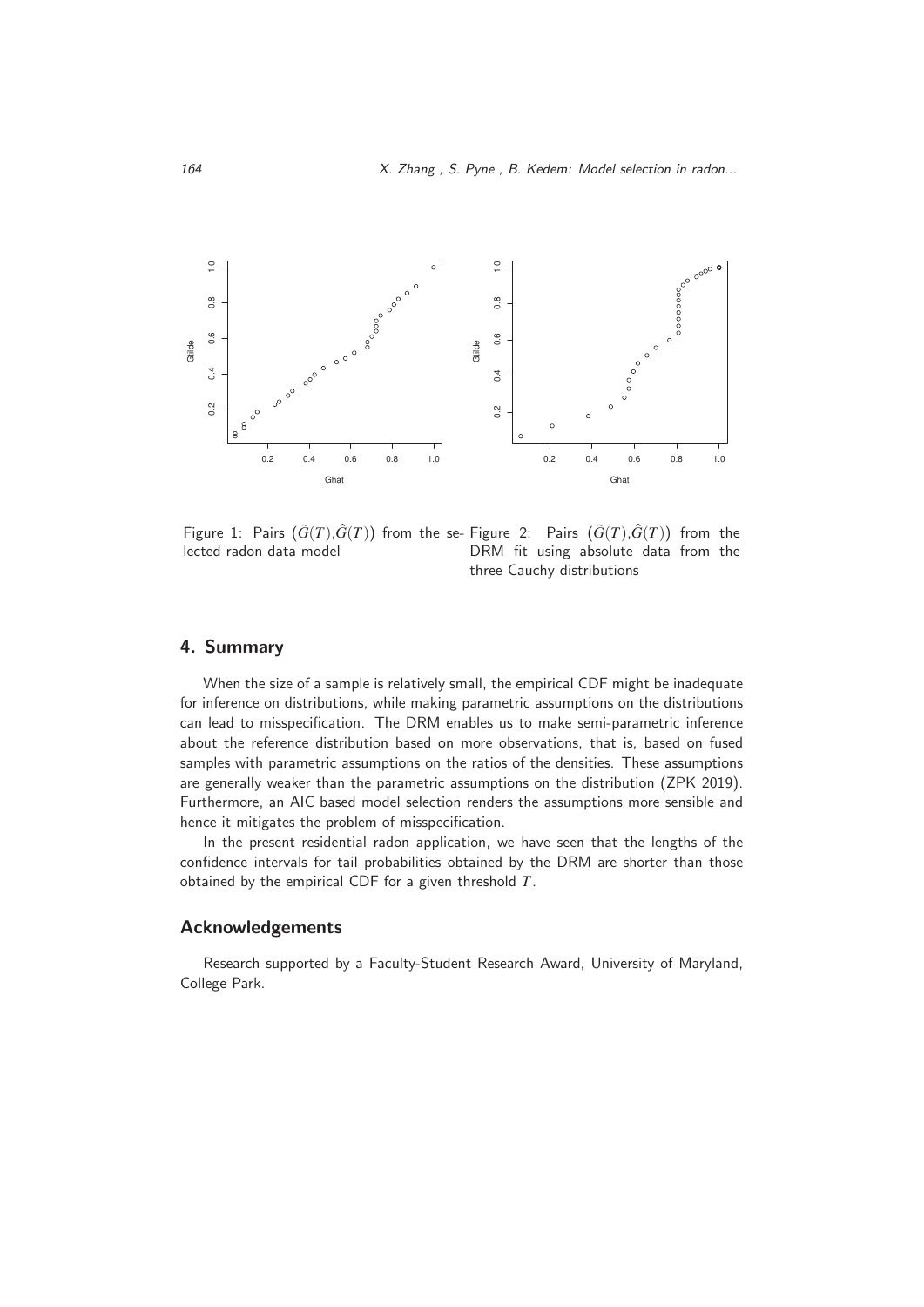Figure 1: Pairs $(\tilde{G}(T),\hat{G}(T))$ from the selected radon data model

Figure 2: Pairs $(\tilde{G}(T),\hat{G}(T))$ from the DRM fit using absolute data from the three Cauchy distributions

## 4. Summary

When the size of a sample is relatively small, the empirical CDF might be inadequate for inference on distributions, while making parametric assumptions on the distributions can lead to misspecification. The DRM enables us to make semi-parametric inference about the reference distribution based on more observations, that is, based on fused samples with parametric assumptions on the ratios of the densities. These assumptions are generally weaker than the parametric assumptions on the distribution (ZPK 2019). Furthermore, an AIC based model selection renders the assumptions more sensible and hence it mitigates the problem of misspecification.

In the present residential radon application, we have seen that the lengths of the confidence intervals for tail probabilities obtained by the DRM are shorter than those obtained by the empirical CDF for a given threshold $T$.

## Acknowledgements

Research supported by a Faculty-Student Research Award, University of Maryland, College Park.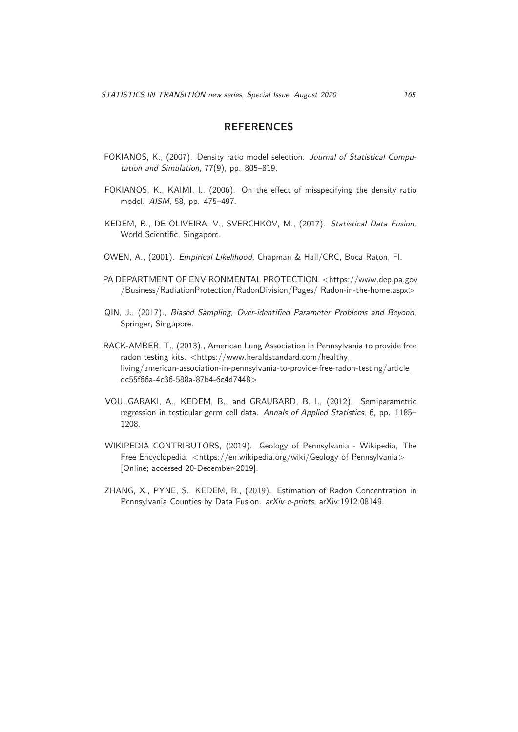## REFERENCES

FOKIANOS, K., (2007). Density ratio model selection. *Journal of Statistical Computation and Simulation*, 77(9), pp. 805–819.

FOKIANOS, K., KAIMI, I., (2006). On the effect of misspecifying the density ratio model. *AISM*, 58, pp. 475–497.

KEDEM, B., DE OLIVEIRA, V., SVERCHKOV, M., (2017). *Statistical Data Fusion*, World Scientific, Singapore.

OWEN, A., (2001). *Empirical Likelihood*, Chapman & Hall/CRC, Boca Raton, Fl.

PA DEPARTMENT OF ENVIRONMENTAL PROTECTION. <https://www.dep.pa.gov/Business/RadiationProtection/RadonDivision/Pages/ Radon-in-the-home.aspx>

QIN, J., (2017)., *Biased Sampling, Over-identified Parameter Problems and Beyond*, Springer, Singapore.

RACK-AMBER, T., (2013)., American Lung Association in Pennsylvania to provide free radon testing kits. <https://www.heraldstandard.com/healthy_living/american-association-in-pennsylvania-to-provide-free-radon-testing/article_dc55f66a-4c36-588a-87b4-6c4d7448>

VOULGARAKI, A., KEDEM, B., and GRAUBARD, B. I., (2012). Semiparametric regression in testicular germ cell data. *Annals of Applied Statistics*, 6, pp. 1185–1208.

WIKIPEDIA CONTRIBUTORS, (2019). Geology of Pennsylvania - Wikipedia, The Free Encyclopedia. <https://en.wikipedia.org/wiki/Geology_of_Pennsylvania> [Online; accessed 20-December-2019].

ZHANG, X., PYNE, S., KEDEM, B., (2019). Estimation of Radon Concentration in Pennsylvania Counties by Data Fusion. *arXiv e-prints*, arXiv:1912.08149.